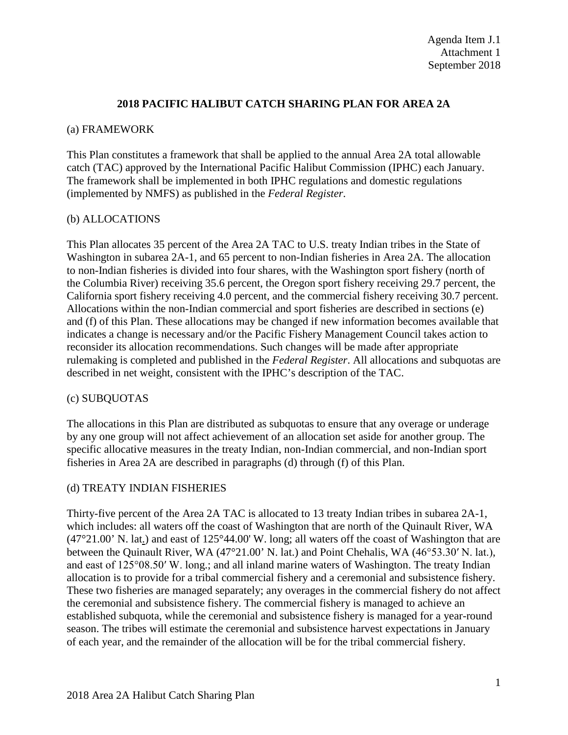Agenda Item J.1
Attachment 1
September 2018

# 2018 PACIFIC HALIBUT CATCH SHARING PLAN FOR AREA 2A

## (a) FRAMEWORK

This Plan constitutes a framework that shall be applied to the annual Area 2A total allowable catch (TAC) approved by the International Pacific Halibut Commission (IPHC) each January. The framework shall be implemented in both IPHC regulations and domestic regulations (implemented by NMFS) as published in the *Federal Register*.

## (b) ALLOCATIONS

This Plan allocates 35 percent of the Area 2A TAC to U.S. treaty Indian tribes in the State of Washington in subarea 2A-1, and 65 percent to non-Indian fisheries in Area 2A. The allocation to non-Indian fisheries is divided into four shares, with the Washington sport fishery (north of the Columbia River) receiving 35.6 percent, the Oregon sport fishery receiving 29.7 percent, the California sport fishery receiving 4.0 percent, and the commercial fishery receiving 30.7 percent. Allocations within the non-Indian commercial and sport fisheries are described in sections (e) and (f) of this Plan. These allocations may be changed if new information becomes available that indicates a change is necessary and/or the Pacific Fishery Management Council takes action to reconsider its allocation recommendations. Such changes will be made after appropriate rulemaking is completed and published in the *Federal Register*. All allocations and subquotas are described in net weight, consistent with the IPHC's description of the TAC.

## (c) SUBQUOTAS

The allocations in this Plan are distributed as subquotas to ensure that any overage or underage by any one group will not affect achievement of an allocation set aside for another group. The specific allocative measures in the treaty Indian, non-Indian commercial, and non-Indian sport fisheries in Area 2A are described in paragraphs (d) through (f) of this Plan.

## (d) TREATY INDIAN FISHERIES

Thirty-five percent of the Area 2A TAC is allocated to 13 treaty Indian tribes in subarea 2A-1, which includes: all waters off the coast of Washington that are north of the Quinault River, WA (47°21.00' N. lat.) and east of 125°44.00' W. long; all waters off the coast of Washington that are between the Quinault River, WA (47°21.00' N. lat.) and Point Chehalis, WA (46°53.30′ N. lat.), and east of 125°08.50′ W. long.; and all inland marine waters of Washington. The treaty Indian allocation is to provide for a tribal commercial fishery and a ceremonial and subsistence fishery. These two fisheries are managed separately; any overages in the commercial fishery do not affect the ceremonial and subsistence fishery. The commercial fishery is managed to achieve an established subquota, while the ceremonial and subsistence fishery is managed for a year-round season. The tribes will estimate the ceremonial and subsistence harvest expectations in January of each year, and the remainder of the allocation will be for the tribal commercial fishery.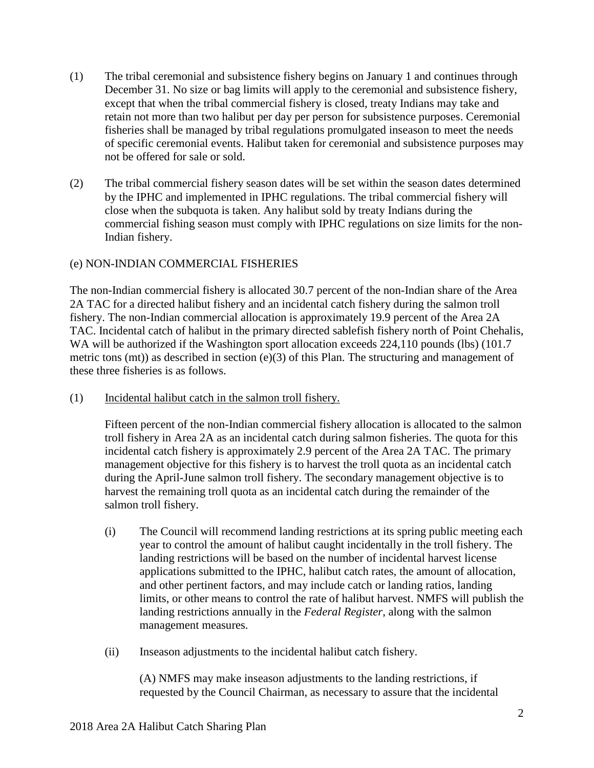(1) The tribal ceremonial and subsistence fishery begins on January 1 and continues through December 31. No size or bag limits will apply to the ceremonial and subsistence fishery, except that when the tribal commercial fishery is closed, treaty Indians may take and retain not more than two halibut per day per person for subsistence purposes. Ceremonial fisheries shall be managed by tribal regulations promulgated inseason to meet the needs of specific ceremonial events. Halibut taken for ceremonial and subsistence purposes may not be offered for sale or sold.

(2) The tribal commercial fishery season dates will be set within the season dates determined by the IPHC and implemented in IPHC regulations. The tribal commercial fishery will close when the subquota is taken. Any halibut sold by treaty Indians during the commercial fishing season must comply with IPHC regulations on size limits for the non-Indian fishery.

## (e) NON-INDIAN COMMERCIAL FISHERIES

The non-Indian commercial fishery is allocated 30.7 percent of the non-Indian share of the Area 2A TAC for a directed halibut fishery and an incidental catch fishery during the salmon troll fishery. The non-Indian commercial allocation is approximately 19.9 percent of the Area 2A TAC. Incidental catch of halibut in the primary directed sablefish fishery north of Point Chehalis, WA will be authorized if the Washington sport allocation exceeds 224,110 pounds (lbs) (101.7 metric tons (mt)) as described in section (e)(3) of this Plan. The structuring and management of these three fisheries is as follows.

(1) Incidental halibut catch in the salmon troll fishery.

Fifteen percent of the non-Indian commercial fishery allocation is allocated to the salmon troll fishery in Area 2A as an incidental catch during salmon fisheries. The quota for this incidental catch fishery is approximately 2.9 percent of the Area 2A TAC. The primary management objective for this fishery is to harvest the troll quota as an incidental catch during the April-June salmon troll fishery. The secondary management objective is to harvest the remaining troll quota as an incidental catch during the remainder of the salmon troll fishery.

(i) The Council will recommend landing restrictions at its spring public meeting each year to control the amount of halibut caught incidentally in the troll fishery. The landing restrictions will be based on the number of incidental harvest license applications submitted to the IPHC, halibut catch rates, the amount of allocation, and other pertinent factors, and may include catch or landing ratios, landing limits, or other means to control the rate of halibut harvest. NMFS will publish the landing restrictions annually in the *Federal Register*, along with the salmon management measures.

(ii) Inseason adjustments to the incidental halibut catch fishery.

(A) NMFS may make inseason adjustments to the landing restrictions, if requested by the Council Chairman, as necessary to assure that the incidental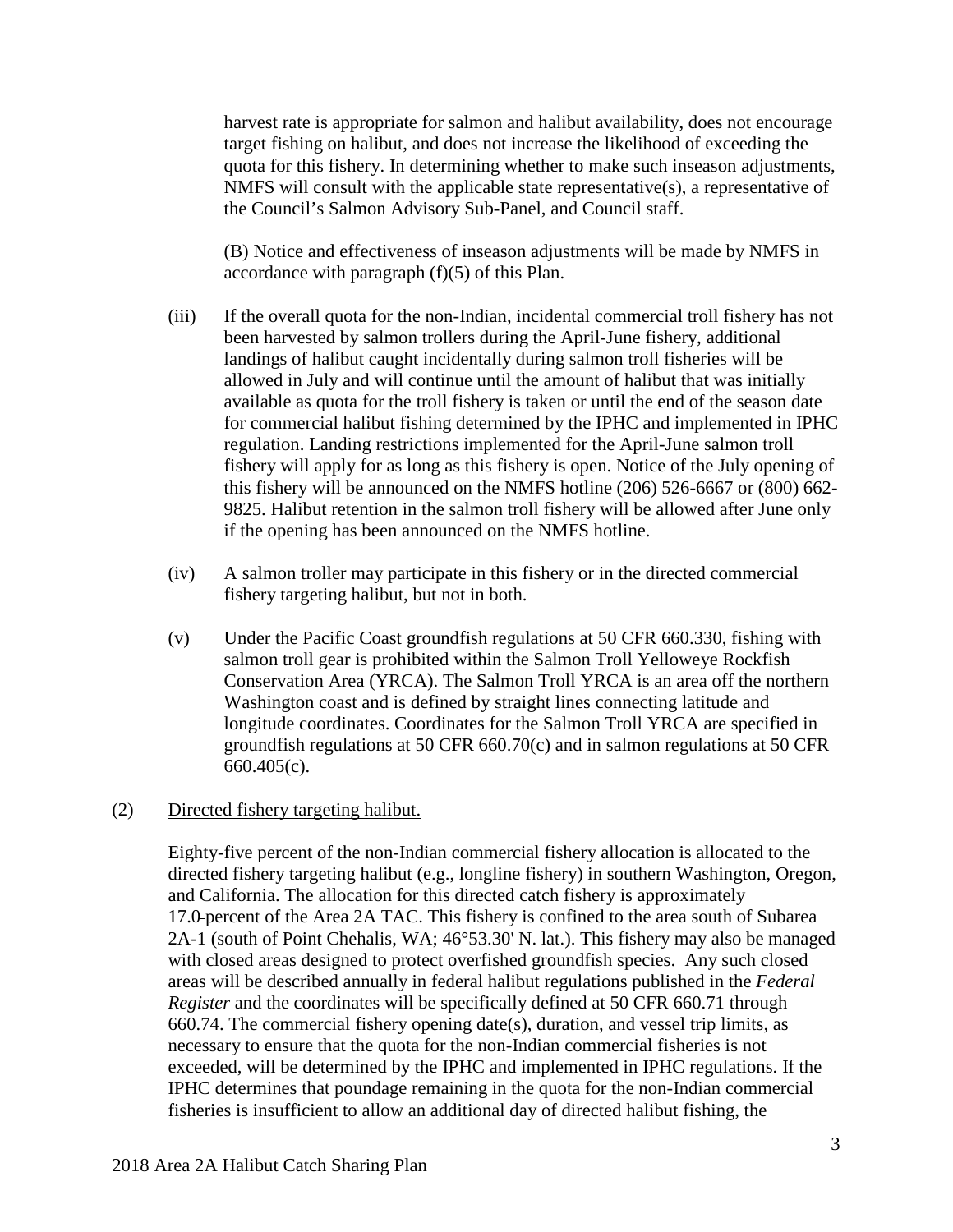harvest rate is appropriate for salmon and halibut availability, does not encourage target fishing on halibut, and does not increase the likelihood of exceeding the quota for this fishery. In determining whether to make such inseason adjustments, NMFS will consult with the applicable state representative(s), a representative of the Council's Salmon Advisory Sub-Panel, and Council staff.

(B) Notice and effectiveness of inseason adjustments will be made by NMFS in accordance with paragraph (f)(5) of this Plan.

(iii) If the overall quota for the non-Indian, incidental commercial troll fishery has not been harvested by salmon trollers during the April-June fishery, additional landings of halibut caught incidentally during salmon troll fisheries will be allowed in July and will continue until the amount of halibut that was initially available as quota for the troll fishery is taken or until the end of the season date for commercial halibut fishing determined by the IPHC and implemented in IPHC regulation. Landing restrictions implemented for the April-June salmon troll fishery will apply for as long as this fishery is open. Notice of the July opening of this fishery will be announced on the NMFS hotline (206) 526-6667 or (800) 662-9825. Halibut retention in the salmon troll fishery will be allowed after June only if the opening has been announced on the NMFS hotline.

(iv) A salmon troller may participate in this fishery or in the directed commercial fishery targeting halibut, but not in both.

(v) Under the Pacific Coast groundfish regulations at 50 CFR 660.330, fishing with salmon troll gear is prohibited within the Salmon Troll Yelloweye Rockfish Conservation Area (YRCA). The Salmon Troll YRCA is an area off the northern Washington coast and is defined by straight lines connecting latitude and longitude coordinates. Coordinates for the Salmon Troll YRCA are specified in groundfish regulations at 50 CFR 660.70(c) and in salmon regulations at 50 CFR 660.405(c).

(2) Directed fishery targeting halibut.

Eighty-five percent of the non-Indian commercial fishery allocation is allocated to the directed fishery targeting halibut (e.g., longline fishery) in southern Washington, Oregon, and California. The allocation for this directed catch fishery is approximately 17.0 percent of the Area 2A TAC. This fishery is confined to the area south of Subarea 2A-1 (south of Point Chehalis, WA; 46°53.30' N. lat.). This fishery may also be managed with closed areas designed to protect overfished groundfish species. Any such closed areas will be described annually in federal halibut regulations published in the *Federal Register* and the coordinates will be specifically defined at 50 CFR 660.71 through 660.74. The commercial fishery opening date(s), duration, and vessel trip limits, as necessary to ensure that the quota for the non-Indian commercial fisheries is not exceeded, will be determined by the IPHC and implemented in IPHC regulations. If the IPHC determines that poundage remaining in the quota for the non-Indian commercial fisheries is insufficient to allow an additional day of directed halibut fishing, the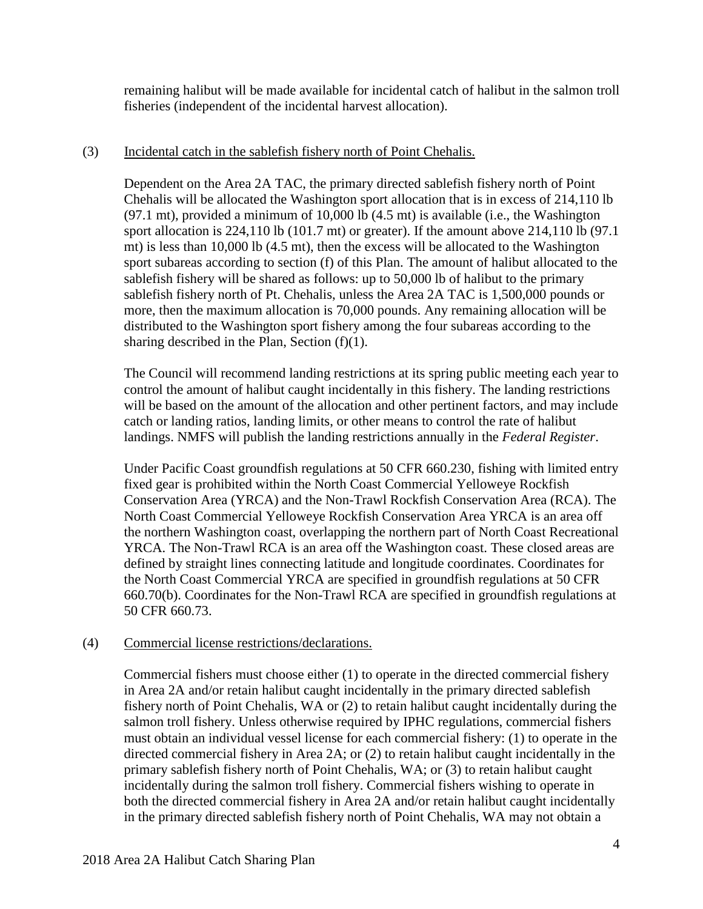remaining halibut will be made available for incidental catch of halibut in the salmon troll fisheries (independent of the incidental harvest allocation).

(3) Incidental catch in the sablefish fishery north of Point Chehalis.

Dependent on the Area 2A TAC, the primary directed sablefish fishery north of Point Chehalis will be allocated the Washington sport allocation that is in excess of 214,110 lb (97.1 mt), provided a minimum of 10,000 lb (4.5 mt) is available (i.e., the Washington sport allocation is 224,110 lb (101.7 mt) or greater). If the amount above 214,110 lb (97.1 mt) is less than 10,000 lb (4.5 mt), then the excess will be allocated to the Washington sport subareas according to section (f) of this Plan. The amount of halibut allocated to the sablefish fishery will be shared as follows: up to 50,000 lb of halibut to the primary sablefish fishery north of Pt. Chehalis, unless the Area 2A TAC is 1,500,000 pounds or more, then the maximum allocation is 70,000 pounds. Any remaining allocation will be distributed to the Washington sport fishery among the four subareas according to the sharing described in the Plan, Section (f)(1).

The Council will recommend landing restrictions at its spring public meeting each year to control the amount of halibut caught incidentally in this fishery. The landing restrictions will be based on the amount of the allocation and other pertinent factors, and may include catch or landing ratios, landing limits, or other means to control the rate of halibut landings. NMFS will publish the landing restrictions annually in the *Federal Register*.

Under Pacific Coast groundfish regulations at 50 CFR 660.230, fishing with limited entry fixed gear is prohibited within the North Coast Commercial Yelloweye Rockfish Conservation Area (YRCA) and the Non-Trawl Rockfish Conservation Area (RCA). The North Coast Commercial Yelloweye Rockfish Conservation Area YRCA is an area off the northern Washington coast, overlapping the northern part of North Coast Recreational YRCA. The Non-Trawl RCA is an area off the Washington coast. These closed areas are defined by straight lines connecting latitude and longitude coordinates. Coordinates for the North Coast Commercial YRCA are specified in groundfish regulations at 50 CFR 660.70(b). Coordinates for the Non-Trawl RCA are specified in groundfish regulations at 50 CFR 660.73.

(4) Commercial license restrictions/declarations.

Commercial fishers must choose either (1) to operate in the directed commercial fishery in Area 2A and/or retain halibut caught incidentally in the primary directed sablefish fishery north of Point Chehalis, WA or (2) to retain halibut caught incidentally during the salmon troll fishery. Unless otherwise required by IPHC regulations, commercial fishers must obtain an individual vessel license for each commercial fishery: (1) to operate in the directed commercial fishery in Area 2A; or (2) to retain halibut caught incidentally in the primary sablefish fishery north of Point Chehalis, WA; or (3) to retain halibut caught incidentally during the salmon troll fishery. Commercial fishers wishing to operate in both the directed commercial fishery in Area 2A and/or retain halibut caught incidentally in the primary directed sablefish fishery north of Point Chehalis, WA may not obtain a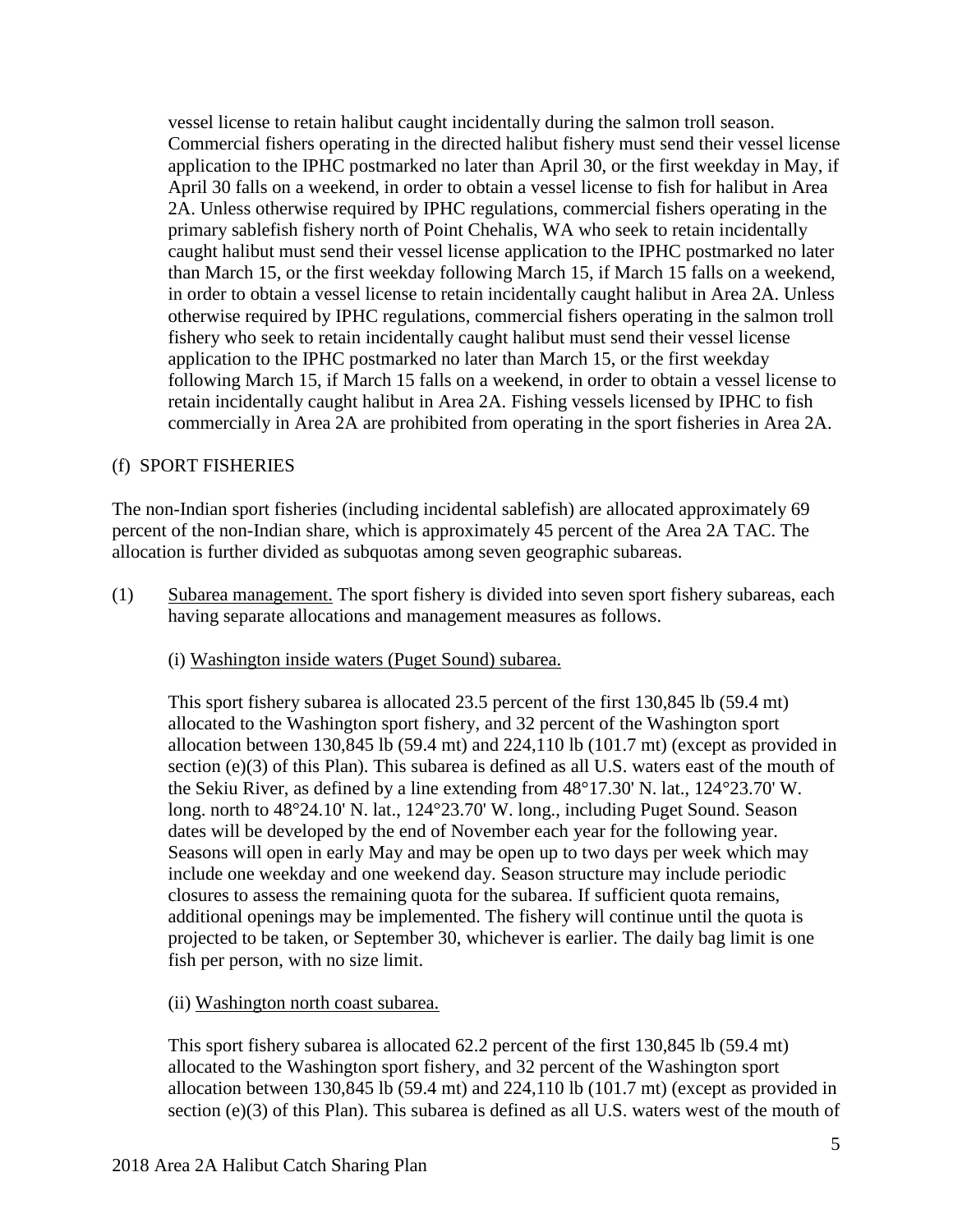vessel license to retain halibut caught incidentally during the salmon troll season. Commercial fishers operating in the directed halibut fishery must send their vessel license application to the IPHC postmarked no later than April 30, or the first weekday in May, if April 30 falls on a weekend, in order to obtain a vessel license to fish for halibut in Area 2A. Unless otherwise required by IPHC regulations, commercial fishers operating in the primary sablefish fishery north of Point Chehalis, WA who seek to retain incidentally caught halibut must send their vessel license application to the IPHC postmarked no later than March 15, or the first weekday following March 15, if March 15 falls on a weekend, in order to obtain a vessel license to retain incidentally caught halibut in Area 2A. Unless otherwise required by IPHC regulations, commercial fishers operating in the salmon troll fishery who seek to retain incidentally caught halibut must send their vessel license application to the IPHC postmarked no later than March 15, or the first weekday following March 15, if March 15 falls on a weekend, in order to obtain a vessel license to retain incidentally caught halibut in Area 2A. Fishing vessels licensed by IPHC to fish commercially in Area 2A are prohibited from operating in the sport fisheries in Area 2A.

## (f) SPORT FISHERIES

The non-Indian sport fisheries (including incidental sablefish) are allocated approximately 69 percent of the non-Indian share, which is approximately 45 percent of the Area 2A TAC. The allocation is further divided as subquotas among seven geographic subareas.

(1) Subarea management. The sport fishery is divided into seven sport fishery subareas, each having separate allocations and management measures as follows.

(i) Washington inside waters (Puget Sound) subarea.

This sport fishery subarea is allocated 23.5 percent of the first 130,845 lb (59.4 mt) allocated to the Washington sport fishery, and 32 percent of the Washington sport allocation between 130,845 lb (59.4 mt) and 224,110 lb (101.7 mt) (except as provided in section (e)(3) of this Plan). This subarea is defined as all U.S. waters east of the mouth of the Sekiu River, as defined by a line extending from 48°17.30' N. lat., 124°23.70' W. long. north to 48°24.10' N. lat., 124°23.70' W. long., including Puget Sound. Season dates will be developed by the end of November each year for the following year. Seasons will open in early May and may be open up to two days per week which may include one weekday and one weekend day. Season structure may include periodic closures to assess the remaining quota for the subarea. If sufficient quota remains, additional openings may be implemented. The fishery will continue until the quota is projected to be taken, or September 30, whichever is earlier. The daily bag limit is one fish per person, with no size limit.

(ii) Washington north coast subarea.

This sport fishery subarea is allocated 62.2 percent of the first 130,845 lb (59.4 mt) allocated to the Washington sport fishery, and 32 percent of the Washington sport allocation between 130,845 lb (59.4 mt) and 224,110 lb (101.7 mt) (except as provided in section (e)(3) of this Plan). This subarea is defined as all U.S. waters west of the mouth of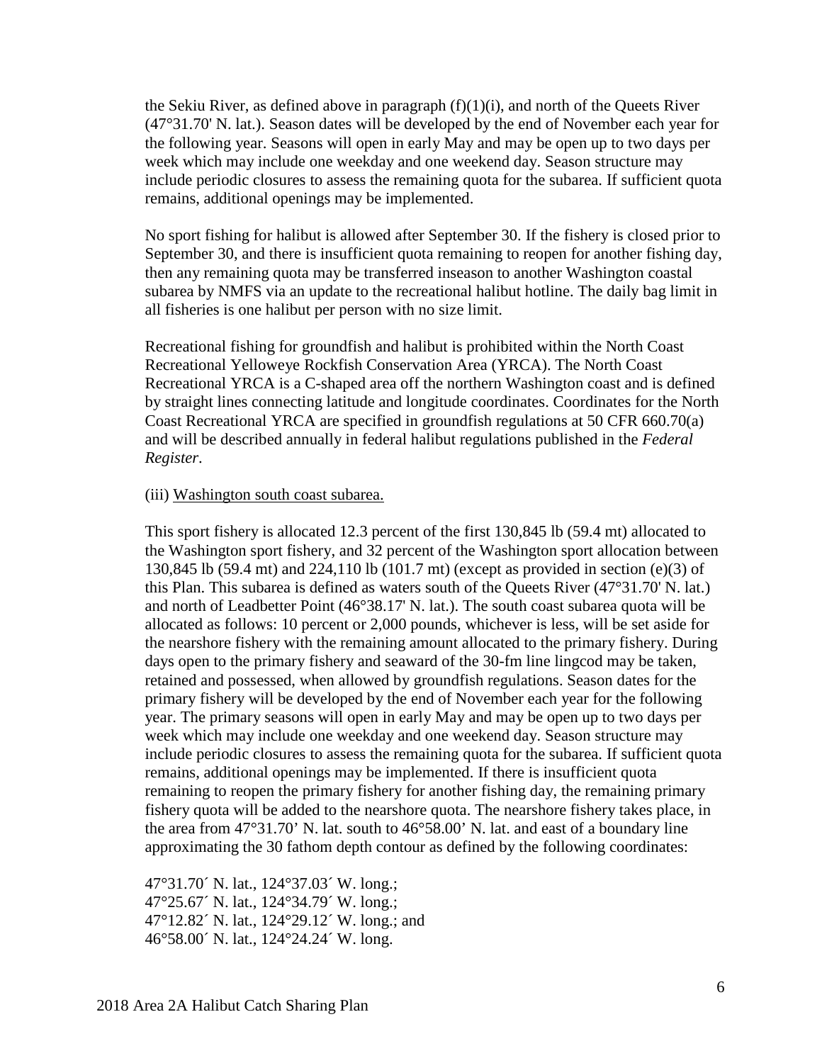the Sekiu River, as defined above in paragraph (f)(1)(i), and north of the Queets River (47°31.70' N. lat.). Season dates will be developed by the end of November each year for the following year. Seasons will open in early May and may be open up to two days per week which may include one weekday and one weekend day. Season structure may include periodic closures to assess the remaining quota for the subarea. If sufficient quota remains, additional openings may be implemented.

No sport fishing for halibut is allowed after September 30. If the fishery is closed prior to September 30, and there is insufficient quota remaining to reopen for another fishing day, then any remaining quota may be transferred inseason to another Washington coastal subarea by NMFS via an update to the recreational halibut hotline. The daily bag limit in all fisheries is one halibut per person with no size limit.

Recreational fishing for groundfish and halibut is prohibited within the North Coast Recreational Yelloweye Rockfish Conservation Area (YRCA). The North Coast Recreational YRCA is a C-shaped area off the northern Washington coast and is defined by straight lines connecting latitude and longitude coordinates. Coordinates for the North Coast Recreational YRCA are specified in groundfish regulations at 50 CFR 660.70(a) and will be described annually in federal halibut regulations published in the *Federal Register*.

(iii) <u>Washington south coast subarea.</u>

This sport fishery is allocated 12.3 percent of the first 130,845 lb (59.4 mt) allocated to the Washington sport fishery, and 32 percent of the Washington sport allocation between 130,845 lb (59.4 mt) and 224,110 lb (101.7 mt) (except as provided in section (e)(3) of this Plan. This subarea is defined as waters south of the Queets River (47°31.70' N. lat.) and north of Leadbetter Point (46°38.17' N. lat.). The south coast subarea quota will be allocated as follows: 10 percent or 2,000 pounds, whichever is less, will be set aside for the nearshore fishery with the remaining amount allocated to the primary fishery. During days open to the primary fishery and seaward of the 30-fm line lingcod may be taken, retained and possessed, when allowed by groundfish regulations. Season dates for the primary fishery will be developed by the end of November each year for the following year. The primary seasons will open in early May and may be open up to two days per week which may include one weekday and one weekend day. Season structure may include periodic closures to assess the remaining quota for the subarea. If sufficient quota remains, additional openings may be implemented. If there is insufficient quota remaining to reopen the primary fishery for another fishing day, the remaining primary fishery quota will be added to the nearshore quota. The nearshore fishery takes place, in the area from 47°31.70' N. lat. south to 46°58.00' N. lat. and east of a boundary line approximating the 30 fathom depth contour as defined by the following coordinates:

47°31.70´ N. lat., 124°37.03´ W. long.;
47°25.67´ N. lat., 124°34.79´ W. long.;
47°12.82´ N. lat., 124°29.12´ W. long.; and
46°58.00´ N. lat., 124°24.24´ W. long.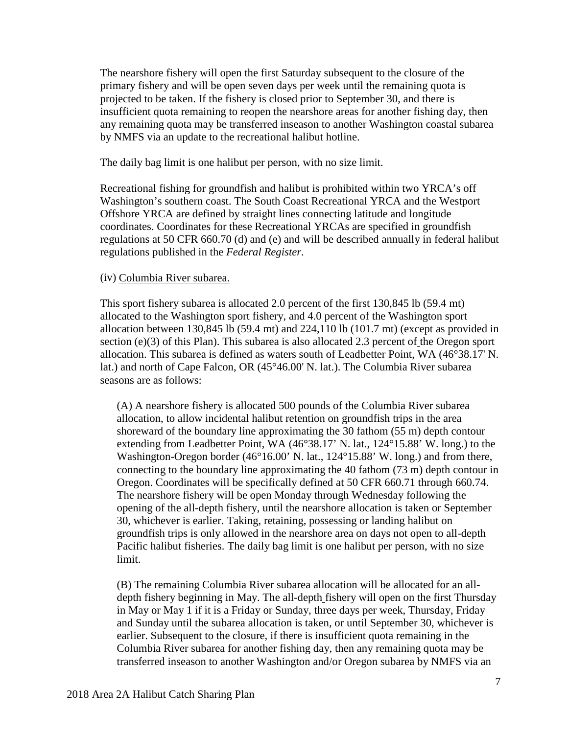The nearshore fishery will open the first Saturday subsequent to the closure of the primary fishery and will be open seven days per week until the remaining quota is projected to be taken. If the fishery is closed prior to September 30, and there is insufficient quota remaining to reopen the nearshore areas for another fishing day, then any remaining quota may be transferred inseason to another Washington coastal subarea by NMFS via an update to the recreational halibut hotline.

The daily bag limit is one halibut per person, with no size limit.

Recreational fishing for groundfish and halibut is prohibited within two YRCA's off Washington's southern coast. The South Coast Recreational YRCA and the Westport Offshore YRCA are defined by straight lines connecting latitude and longitude coordinates. Coordinates for these Recreational YRCAs are specified in groundfish regulations at 50 CFR 660.70 (d) and (e) and will be described annually in federal halibut regulations published in the *Federal Register*.

(iv) Columbia River subarea.

This sport fishery subarea is allocated 2.0 percent of the first 130,845 lb (59.4 mt) allocated to the Washington sport fishery, and 4.0 percent of the Washington sport allocation between 130,845 lb (59.4 mt) and 224,110 lb (101.7 mt) (except as provided in section (e)(3) of this Plan). This subarea is also allocated 2.3 percent of the Oregon sport allocation. This subarea is defined as waters south of Leadbetter Point, WA (46°38.17' N. lat.) and north of Cape Falcon, OR (45°46.00' N. lat.). The Columbia River subarea seasons are as follows:

(A) A nearshore fishery is allocated 500 pounds of the Columbia River subarea allocation, to allow incidental halibut retention on groundfish trips in the area shoreward of the boundary line approximating the 30 fathom (55 m) depth contour extending from Leadbetter Point, WA (46°38.17' N. lat., 124°15.88' W. long.) to the Washington-Oregon border (46°16.00' N. lat., 124°15.88' W. long.) and from there, connecting to the boundary line approximating the 40 fathom (73 m) depth contour in Oregon. Coordinates will be specifically defined at 50 CFR 660.71 through 660.74. The nearshore fishery will be open Monday through Wednesday following the opening of the all-depth fishery, until the nearshore allocation is taken or September 30, whichever is earlier. Taking, retaining, possessing or landing halibut on groundfish trips is only allowed in the nearshore area on days not open to all-depth Pacific halibut fisheries. The daily bag limit is one halibut per person, with no size limit.

(B) The remaining Columbia River subarea allocation will be allocated for an all-depth fishery beginning in May. The all-depth fishery will open on the first Thursday in May or May 1 if it is a Friday or Sunday, three days per week, Thursday, Friday and Sunday until the subarea allocation is taken, or until September 30, whichever is earlier. Subsequent to the closure, if there is insufficient quota remaining in the Columbia River subarea for another fishing day, then any remaining quota may be transferred inseason to another Washington and/or Oregon subarea by NMFS via an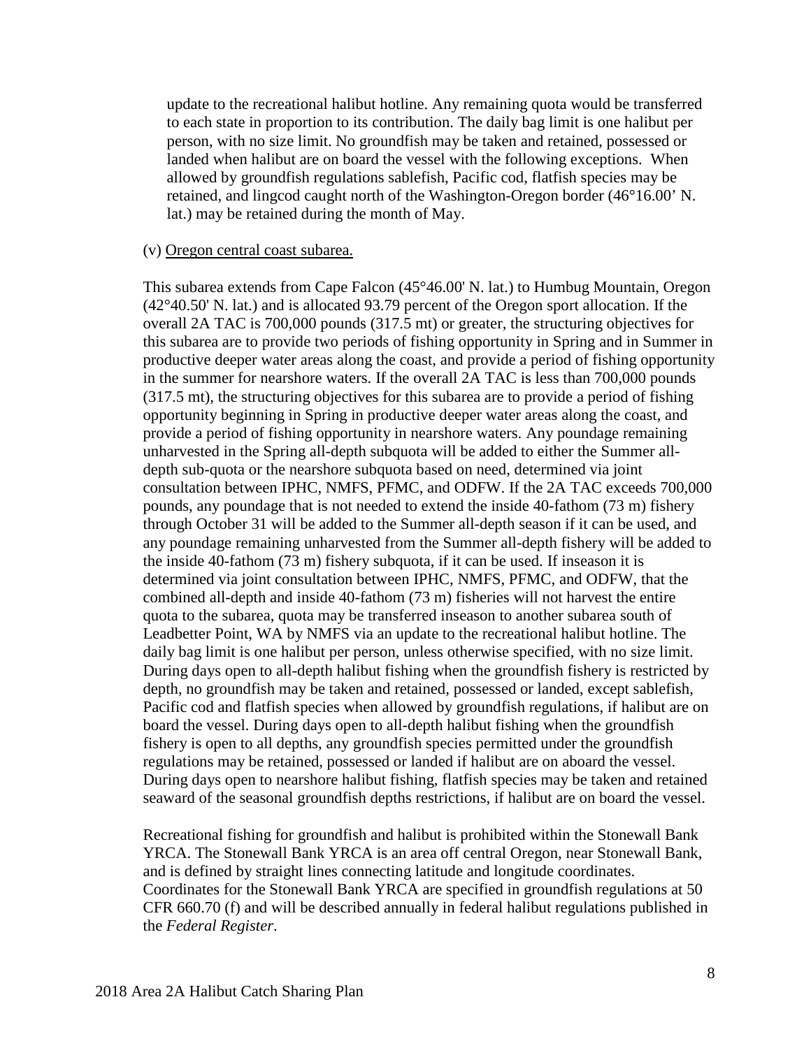update to the recreational halibut hotline. Any remaining quota would be transferred to each state in proportion to its contribution. The daily bag limit is one halibut per person, with no size limit. No groundfish may be taken and retained, possessed or landed when halibut are on board the vessel with the following exceptions. When allowed by groundfish regulations sablefish, Pacific cod, flatfish species may be retained, and lingcod caught north of the Washington-Oregon border (46°16.00' N. lat.) may be retained during the month of May.

(v) Oregon central coast subarea.

This subarea extends from Cape Falcon (45°46.00' N. lat.) to Humbug Mountain, Oregon (42°40.50' N. lat.) and is allocated 93.79 percent of the Oregon sport allocation. If the overall 2A TAC is 700,000 pounds (317.5 mt) or greater, the structuring objectives for this subarea are to provide two periods of fishing opportunity in Spring and in Summer in productive deeper water areas along the coast, and provide a period of fishing opportunity in the summer for nearshore waters. If the overall 2A TAC is less than 700,000 pounds (317.5 mt), the structuring objectives for this subarea are to provide a period of fishing opportunity beginning in Spring in productive deeper water areas along the coast, and provide a period of fishing opportunity in nearshore waters. Any poundage remaining unharvested in the Spring all-depth subquota will be added to either the Summer all-depth sub-quota or the nearshore subquota based on need, determined via joint consultation between IPHC, NMFS, PFMC, and ODFW. If the 2A TAC exceeds 700,000 pounds, any poundage that is not needed to extend the inside 40-fathom (73 m) fishery through October 31 will be added to the Summer all-depth season if it can be used, and any poundage remaining unharvested from the Summer all-depth fishery will be added to the inside 40-fathom (73 m) fishery subquota, if it can be used. If inseason it is determined via joint consultation between IPHC, NMFS, PFMC, and ODFW, that the combined all-depth and inside 40-fathom (73 m) fisheries will not harvest the entire quota to the subarea, quota may be transferred inseason to another subarea south of Leadbetter Point, WA by NMFS via an update to the recreational halibut hotline. The daily bag limit is one halibut per person, unless otherwise specified, with no size limit. During days open to all-depth halibut fishing when the groundfish fishery is restricted by depth, no groundfish may be taken and retained, possessed or landed, except sablefish, Pacific cod and flatfish species when allowed by groundfish regulations, if halibut are on board the vessel. During days open to all-depth halibut fishing when the groundfish fishery is open to all depths, any groundfish species permitted under the groundfish regulations may be retained, possessed or landed if halibut are on aboard the vessel. During days open to nearshore halibut fishing, flatfish species may be taken and retained seaward of the seasonal groundfish depths restrictions, if halibut are on board the vessel.

Recreational fishing for groundfish and halibut is prohibited within the Stonewall Bank YRCA. The Stonewall Bank YRCA is an area off central Oregon, near Stonewall Bank, and is defined by straight lines connecting latitude and longitude coordinates. Coordinates for the Stonewall Bank YRCA are specified in groundfish regulations at 50 CFR 660.70 (f) and will be described annually in federal halibut regulations published in the *Federal Register*.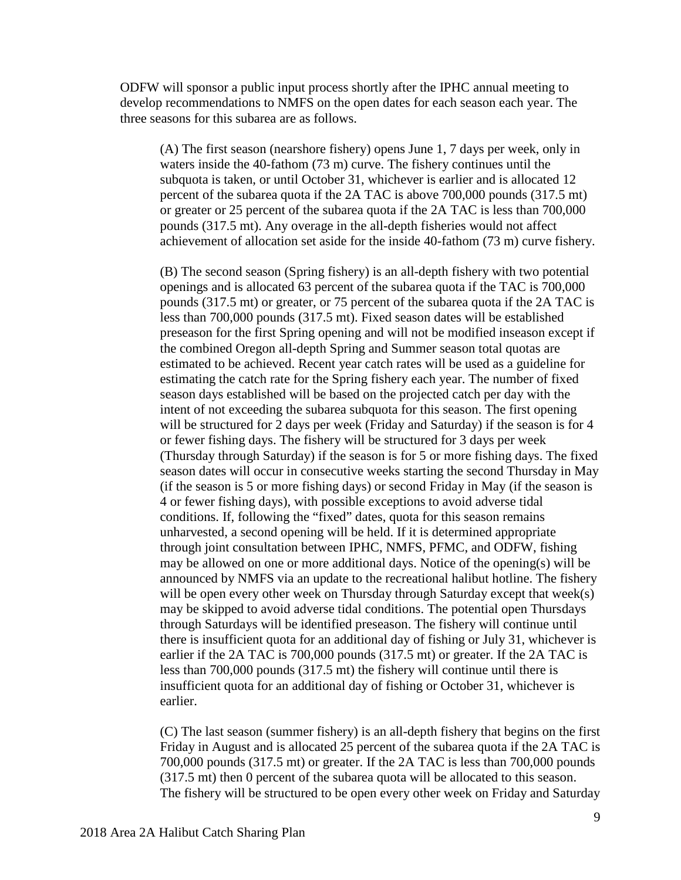ODFW will sponsor a public input process shortly after the IPHC annual meeting to develop recommendations to NMFS on the open dates for each season each year. The three seasons for this subarea are as follows.

(A) The first season (nearshore fishery) opens June 1, 7 days per week, only in waters inside the 40-fathom (73 m) curve. The fishery continues until the subquota is taken, or until October 31, whichever is earlier and is allocated 12 percent of the subarea quota if the 2A TAC is above 700,000 pounds (317.5 mt) or greater or 25 percent of the subarea quota if the 2A TAC is less than 700,000 pounds (317.5 mt). Any overage in the all-depth fisheries would not affect achievement of allocation set aside for the inside 40-fathom (73 m) curve fishery.

(B) The second season (Spring fishery) is an all-depth fishery with two potential openings and is allocated 63 percent of the subarea quota if the TAC is 700,000 pounds (317.5 mt) or greater, or 75 percent of the subarea quota if the 2A TAC is less than 700,000 pounds (317.5 mt). Fixed season dates will be established preseason for the first Spring opening and will not be modified inseason except if the combined Oregon all-depth Spring and Summer season total quotas are estimated to be achieved. Recent year catch rates will be used as a guideline for estimating the catch rate for the Spring fishery each year. The number of fixed season days established will be based on the projected catch per day with the intent of not exceeding the subarea subquota for this season. The first opening will be structured for 2 days per week (Friday and Saturday) if the season is for 4 or fewer fishing days. The fishery will be structured for 3 days per week (Thursday through Saturday) if the season is for 5 or more fishing days. The fixed season dates will occur in consecutive weeks starting the second Thursday in May (if the season is 5 or more fishing days) or second Friday in May (if the season is 4 or fewer fishing days), with possible exceptions to avoid adverse tidal conditions. If, following the "fixed" dates, quota for this season remains unharvested, a second opening will be held. If it is determined appropriate through joint consultation between IPHC, NMFS, PFMC, and ODFW, fishing may be allowed on one or more additional days. Notice of the opening(s) will be announced by NMFS via an update to the recreational halibut hotline. The fishery will be open every other week on Thursday through Saturday except that week(s) may be skipped to avoid adverse tidal conditions. The potential open Thursdays through Saturdays will be identified preseason. The fishery will continue until there is insufficient quota for an additional day of fishing or July 31, whichever is earlier if the 2A TAC is 700,000 pounds (317.5 mt) or greater. If the 2A TAC is less than 700,000 pounds (317.5 mt) the fishery will continue until there is insufficient quota for an additional day of fishing or October 31, whichever is earlier.

(C) The last season (summer fishery) is an all-depth fishery that begins on the first Friday in August and is allocated 25 percent of the subarea quota if the 2A TAC is 700,000 pounds (317.5 mt) or greater. If the 2A TAC is less than 700,000 pounds (317.5 mt) then 0 percent of the subarea quota will be allocated to this season. The fishery will be structured to be open every other week on Friday and Saturday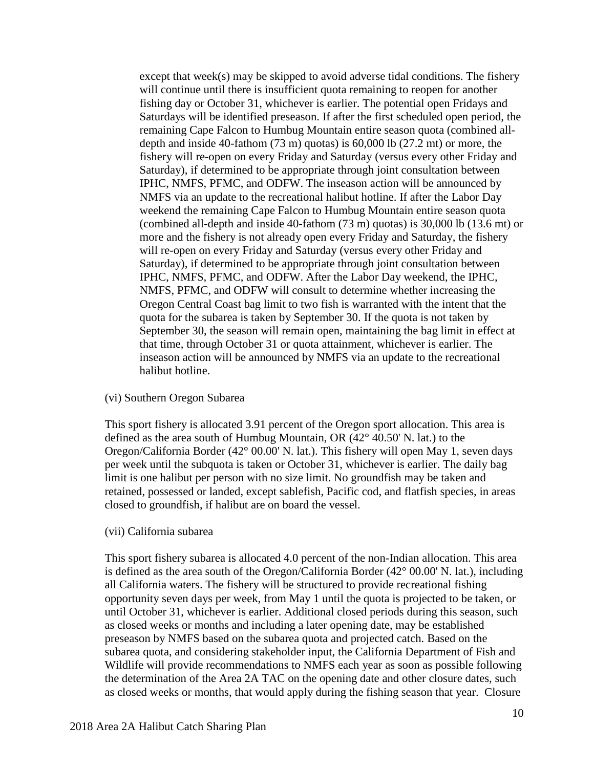except that week(s) may be skipped to avoid adverse tidal conditions. The fishery will continue until there is insufficient quota remaining to reopen for another fishing day or October 31, whichever is earlier. The potential open Fridays and Saturdays will be identified preseason. If after the first scheduled open period, the remaining Cape Falcon to Humbug Mountain entire season quota (combined all-depth and inside 40-fathom (73 m) quotas) is 60,000 lb (27.2 mt) or more, the fishery will re-open on every Friday and Saturday (versus every other Friday and Saturday), if determined to be appropriate through joint consultation between IPHC, NMFS, PFMC, and ODFW. The inseason action will be announced by NMFS via an update to the recreational halibut hotline. If after the Labor Day weekend the remaining Cape Falcon to Humbug Mountain entire season quota (combined all-depth and inside 40-fathom (73 m) quotas) is 30,000 lb (13.6 mt) or more and the fishery is not already open every Friday and Saturday, the fishery will re-open on every Friday and Saturday (versus every other Friday and Saturday), if determined to be appropriate through joint consultation between IPHC, NMFS, PFMC, and ODFW. After the Labor Day weekend, the IPHC, NMFS, PFMC, and ODFW will consult to determine whether increasing the Oregon Central Coast bag limit to two fish is warranted with the intent that the quota for the subarea is taken by September 30. If the quota is not taken by September 30, the season will remain open, maintaining the bag limit in effect at that time, through October 31 or quota attainment, whichever is earlier. The inseason action will be announced by NMFS via an update to the recreational halibut hotline.

(vi) Southern Oregon Subarea

This sport fishery is allocated 3.91 percent of the Oregon sport allocation. This area is defined as the area south of Humbug Mountain, OR (42° 40.50' N. lat.) to the Oregon/California Border (42° 00.00' N. lat.). This fishery will open May 1, seven days per week until the subquota is taken or October 31, whichever is earlier. The daily bag limit is one halibut per person with no size limit. No groundfish may be taken and retained, possessed or landed, except sablefish, Pacific cod, and flatfish species, in areas closed to groundfish, if halibut are on board the vessel.

(vii) California subarea

This sport fishery subarea is allocated 4.0 percent of the non-Indian allocation. This area is defined as the area south of the Oregon/California Border (42° 00.00' N. lat.), including all California waters. The fishery will be structured to provide recreational fishing opportunity seven days per week, from May 1 until the quota is projected to be taken, or until October 31, whichever is earlier. Additional closed periods during this season, such as closed weeks or months and including a later opening date, may be established preseason by NMFS based on the subarea quota and projected catch. Based on the subarea quota, and considering stakeholder input, the California Department of Fish and Wildlife will provide recommendations to NMFS each year as soon as possible following the determination of the Area 2A TAC on the opening date and other closure dates, such as closed weeks or months, that would apply during the fishing season that year. Closure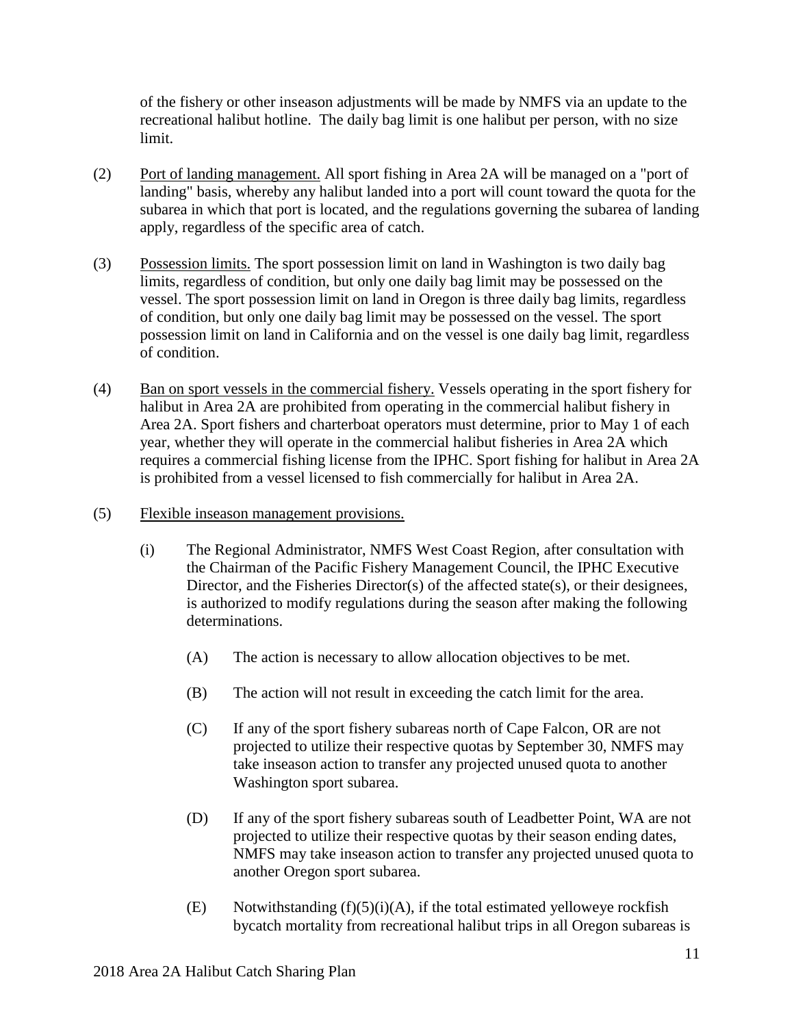of the fishery or other inseason adjustments will be made by NMFS via an update to the recreational halibut hotline. The daily bag limit is one halibut per person, with no size limit.

(2) Port of landing management. All sport fishing in Area 2A will be managed on a "port of landing" basis, whereby any halibut landed into a port will count toward the quota for the subarea in which that port is located, and the regulations governing the subarea of landing apply, regardless of the specific area of catch.

(3) Possession limits. The sport possession limit on land in Washington is two daily bag limits, regardless of condition, but only one daily bag limit may be possessed on the vessel. The sport possession limit on land in Oregon is three daily bag limits, regardless of condition, but only one daily bag limit may be possessed on the vessel. The sport possession limit on land in California and on the vessel is one daily bag limit, regardless of condition.

(4) Ban on sport vessels in the commercial fishery. Vessels operating in the sport fishery for halibut in Area 2A are prohibited from operating in the commercial halibut fishery in Area 2A. Sport fishers and charterboat operators must determine, prior to May 1 of each year, whether they will operate in the commercial halibut fisheries in Area 2A which requires a commercial fishing license from the IPHC. Sport fishing for halibut in Area 2A is prohibited from a vessel licensed to fish commercially for halibut in Area 2A.

(5) Flexible inseason management provisions.

(i) The Regional Administrator, NMFS West Coast Region, after consultation with the Chairman of the Pacific Fishery Management Council, the IPHC Executive Director, and the Fisheries Director(s) of the affected state(s), or their designees, is authorized to modify regulations during the season after making the following determinations.

(A) The action is necessary to allow allocation objectives to be met.

(B) The action will not result in exceeding the catch limit for the area.

(C) If any of the sport fishery subareas north of Cape Falcon, OR are not projected to utilize their respective quotas by September 30, NMFS may take inseason action to transfer any projected unused quota to another Washington sport subarea.

(D) If any of the sport fishery subareas south of Leadbetter Point, WA are not projected to utilize their respective quotas by their season ending dates, NMFS may take inseason action to transfer any projected unused quota to another Oregon sport subarea.

(E) Notwithstanding (f)(5)(i)(A), if the total estimated yelloweye rockfish bycatch mortality from recreational halibut trips in all Oregon subareas is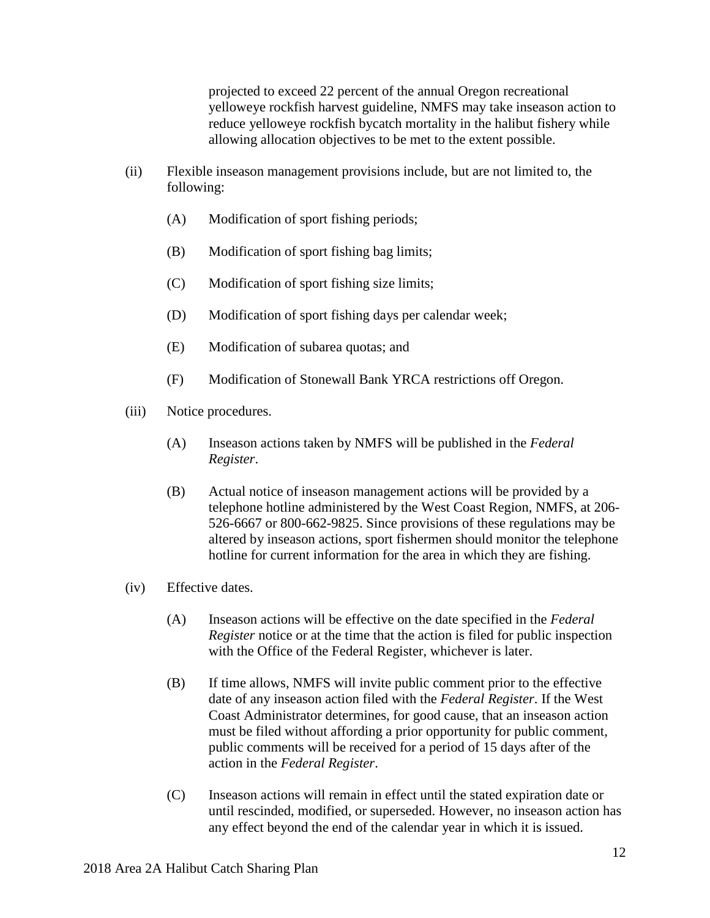projected to exceed 22 percent of the annual Oregon recreational yelloweye rockfish harvest guideline, NMFS may take inseason action to reduce yelloweye rockfish bycatch mortality in the halibut fishery while allowing allocation objectives to be met to the extent possible.

(ii) Flexible inseason management provisions include, but are not limited to, the following:

(A) Modification of sport fishing periods;

(B) Modification of sport fishing bag limits;

(C) Modification of sport fishing size limits;

(D) Modification of sport fishing days per calendar week;

(E) Modification of subarea quotas; and

(F) Modification of Stonewall Bank YRCA restrictions off Oregon.

(iii) Notice procedures.

(A) Inseason actions taken by NMFS will be published in the *Federal Register*.

(B) Actual notice of inseason management actions will be provided by a telephone hotline administered by the West Coast Region, NMFS, at 206-526-6667 or 800-662-9825. Since provisions of these regulations may be altered by inseason actions, sport fishermen should monitor the telephone hotline for current information for the area in which they are fishing.

(iv) Effective dates.

(A) Inseason actions will be effective on the date specified in the *Federal Register* notice or at the time that the action is filed for public inspection with the Office of the Federal Register, whichever is later.

(B) If time allows, NMFS will invite public comment prior to the effective date of any inseason action filed with the *Federal Register*. If the West Coast Administrator determines, for good cause, that an inseason action must be filed without affording a prior opportunity for public comment, public comments will be received for a period of 15 days after of the action in the *Federal Register*.

(C) Inseason actions will remain in effect until the stated expiration date or until rescinded, modified, or superseded. However, no inseason action has any effect beyond the end of the calendar year in which it is issued.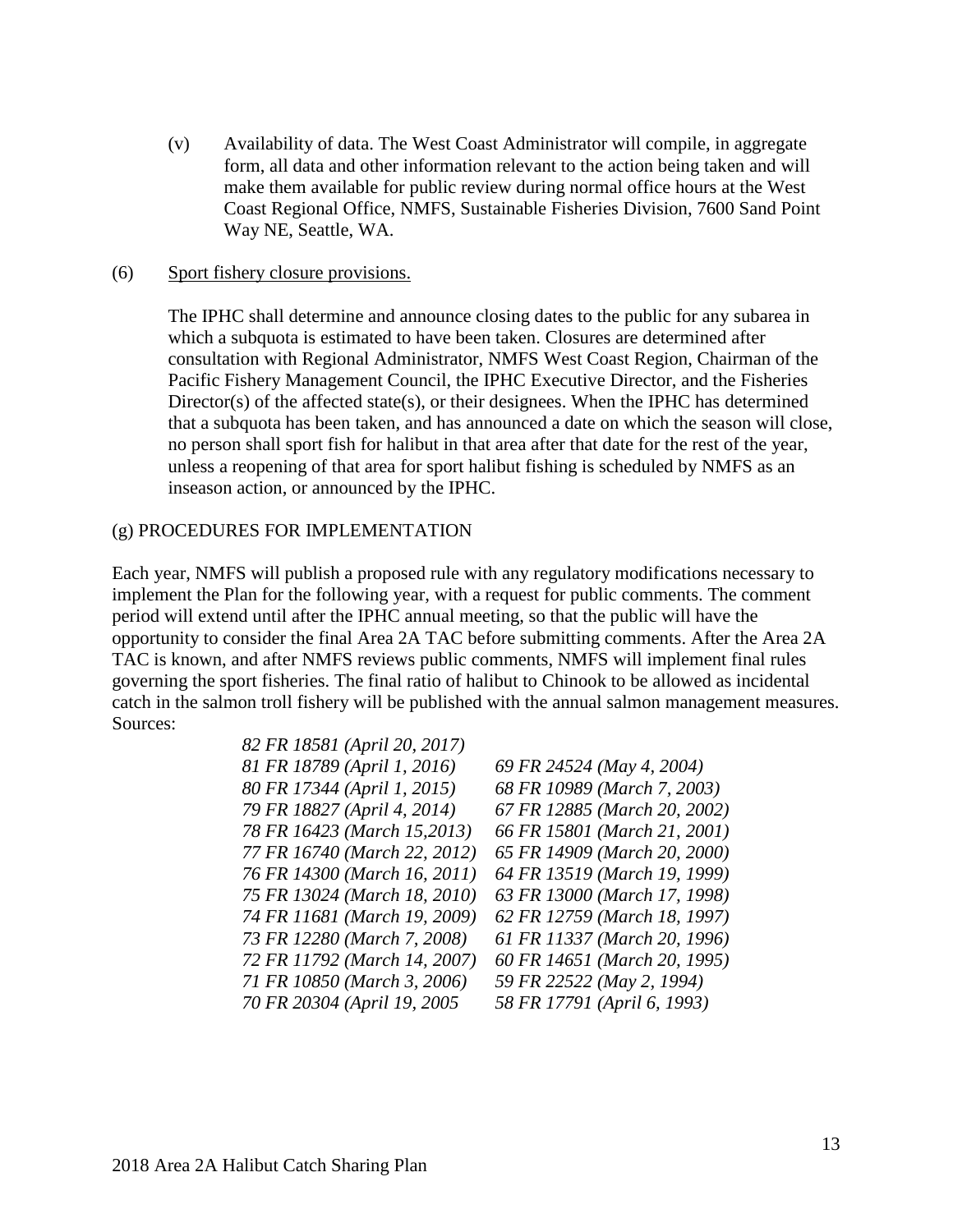(v) Availability of data. The West Coast Administrator will compile, in aggregate form, all data and other information relevant to the action being taken and will make them available for public review during normal office hours at the West Coast Regional Office, NMFS, Sustainable Fisheries Division, 7600 Sand Point Way NE, Seattle, WA.

(6) Sport fishery closure provisions.

The IPHC shall determine and announce closing dates to the public for any subarea in which a subquota is estimated to have been taken. Closures are determined after consultation with Regional Administrator, NMFS West Coast Region, Chairman of the Pacific Fishery Management Council, the IPHC Executive Director, and the Fisheries Director(s) of the affected state(s), or their designees. When the IPHC has determined that a subquota has been taken, and has announced a date on which the season will close, no person shall sport fish for halibut in that area after that date for the rest of the year, unless a reopening of that area for sport halibut fishing is scheduled by NMFS as an inseason action, or announced by the IPHC.

(g) PROCEDURES FOR IMPLEMENTATION

Each year, NMFS will publish a proposed rule with any regulatory modifications necessary to implement the Plan for the following year, with a request for public comments. The comment period will extend until after the IPHC annual meeting, so that the public will have the opportunity to consider the final Area 2A TAC before submitting comments. After the Area 2A TAC is known, and after NMFS reviews public comments, NMFS will implement final rules governing the sport fisheries. The final ratio of halibut to Chinook to be allowed as incidental catch in the salmon troll fishery will be published with the annual salmon management measures.

Sources:

*82 FR 18581 (April 20, 2017)*
*81 FR 18789 (April 1, 2016)*
*80 FR 17344 (April 1, 2015)*
*79 FR 18827 (April 4, 2014)*
*78 FR 16423 (March 15,2013)*
*77 FR 16740 (March 22, 2012)*
*76 FR 14300 (March 16, 2011)*
*75 FR 13024 (March 18, 2010)*
*74 FR 11681 (March 19, 2009)*
*73 FR 12280 (March 7, 2008)*
*72 FR 11792 (March 14, 2007)*
*71 FR 10850 (March 3, 2006)*
*70 FR 20304 (April 19, 2005*
*69 FR 24524 (May 4, 2004)*
*68 FR 10989 (March 7, 2003)*
*67 FR 12885 (March 20, 2002)*
*66 FR 15801 (March 21, 2001)*
*65 FR 14909 (March 20, 2000)*
*64 FR 13519 (March 19, 1999)*
*63 FR 13000 (March 17, 1998)*
*62 FR 12759 (March 18, 1997)*
*61 FR 11337 (March 20, 1996)*
*60 FR 14651 (March 20, 1995)*
*59 FR 22522 (May 2, 1994)*
*58 FR 17791 (April 6, 1993)*